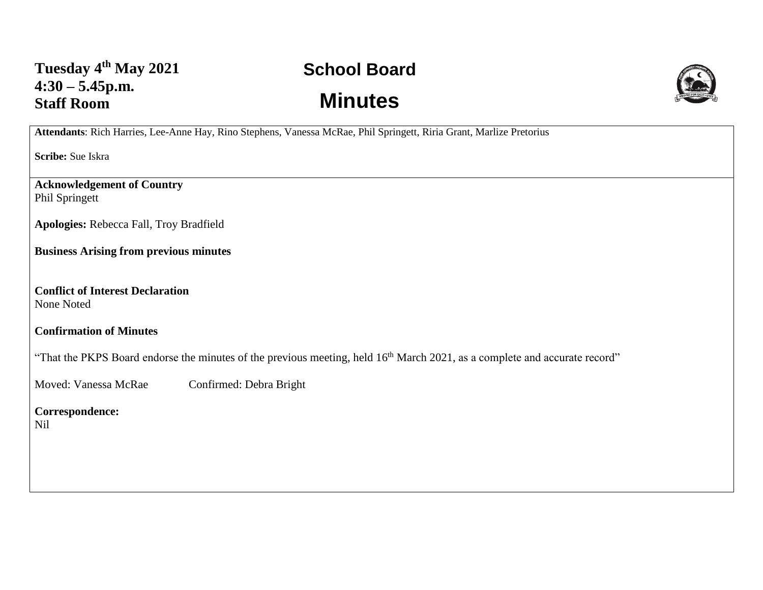**Tuesday 4th May 2021**
**4:30 – 5.45p.m.**
**Staff Room**

# School Board

# Minutes

**Attendants**: Rich Harries, Lee-Anne Hay, Rino Stephens, Vanessa McRae, Phil Springett, Riria Grant, Marlize Pretorius

**Scribe:** Sue Iskra

**Acknowledgement of Country**
Phil Springett

**Apologies:** Rebecca Fall, Troy Bradfield

**Business Arising from previous minutes**

**Conflict of Interest Declaration**
None Noted

**Confirmation of Minutes**

"That the PKPS Board endorse the minutes of the previous meeting, held 16th March 2021, as a complete and accurate record"

Moved: Vanessa McRae Confirmed: Debra Bright

**Correspondence:**
Nil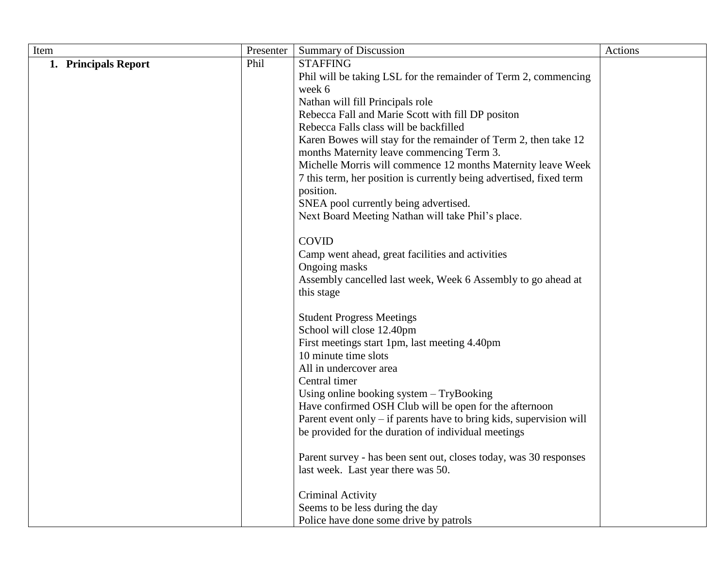| Item | Presenter | Summary of Discussion | Actions |
|---|---|---|---|
| 1. **Principals Report** | Phil | STAFFING<br>Phil will be taking LSL for the remainder of Term 2, commencing week 6<br>Nathan will fill Principals role<br>Rebecca Fall and Marie Scott with fill DP positon<br>Rebecca Falls class will be backfilled<br>Karen Bowes will stay for the remainder of Term 2, then take 12 months Maternity leave commencing Term 3.<br>Michelle Morris will commence 12 months Maternity leave Week 7 this term, her position is currently being advertised, fixed term position.<br>SNEA pool currently being advertised.<br>Next Board Meeting Nathan will take Phil's place.<br><br>COVID<br>Camp went ahead, great facilities and activities<br>Ongoing masks<br>Assembly cancelled last week, Week 6 Assembly to go ahead at this stage<br><br>Student Progress Meetings<br>School will close 12.40pm<br>First meetings start 1pm, last meeting 4.40pm<br>10 minute time slots<br>All in undercover area<br>Central timer<br>Using online booking system – TryBooking<br>Have confirmed OSH Club will be open for the afternoon<br>Parent event only – if parents have to bring kids, supervision will be provided for the duration of individual meetings<br><br>Parent survey - has been sent out, closes today, was 30 responses last week. Last year there was 50.<br><br>Criminal Activity<br>Seems to be less during the day<br>Police have done some drive by patrols | |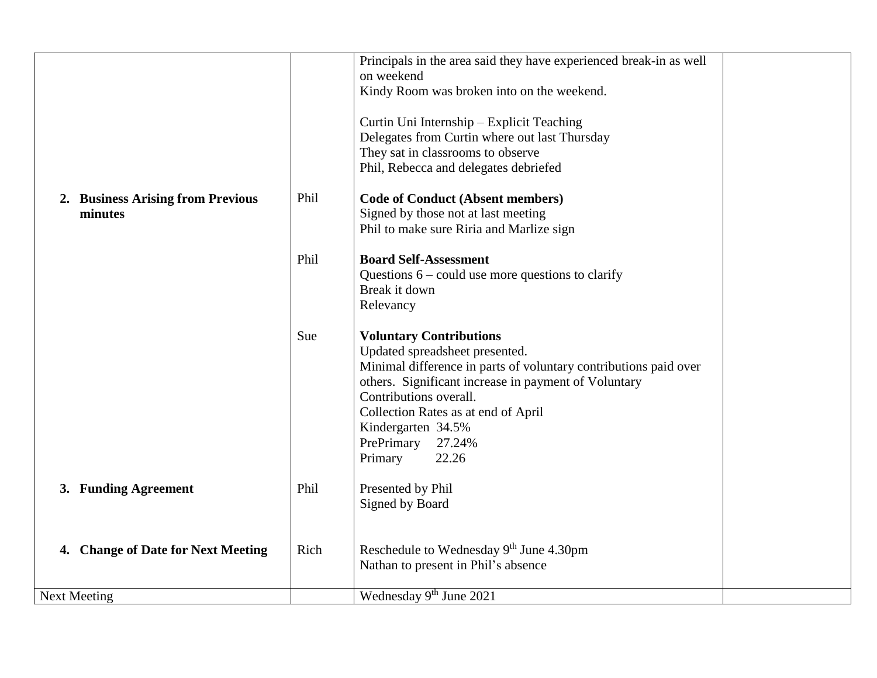| | | | |
|---|---|---|---|
| | | Principals in the area said they have experienced break-in as well on weekend<br>Kindy Room was broken into on the weekend.<br><br>Curtin Uni Internship – Explicit Teaching<br>Delegates from Curtin where out last Thursday<br>They sat in classrooms to observe<br>Phil, Rebecca and delegates debriefed | |
| **2. Business Arising from Previous minutes** | Phil | **Code of Conduct (Absent members)**<br>Signed by those not at last meeting<br>Phil to make sure Riria and Marlize sign | |
| | Phil | **Board Self-Assessment**<br>Questions 6 – could use more questions to clarify<br>Break it down<br>Relevancy | |
| | Sue | **Voluntary Contributions**<br>Updated spreadsheet presented.<br>Minimal difference in parts of voluntary contributions paid over others. Significant increase in payment of Voluntary Contributions overall.<br>Collection Rates as at end of April<br>Kindergarten 34.5%<br>PrePrimary 27.24%<br>Primary 22.26 | |
| **3. Funding Agreement** | Phil | Presented by Phil<br>Signed by Board | |
| **4. Change of Date for Next Meeting** | Rich | Reschedule to Wednesday 9th June 4.30pm<br>Nathan to present in Phil's absence | |
| Next Meeting | | Wednesday 9th June 2021 | |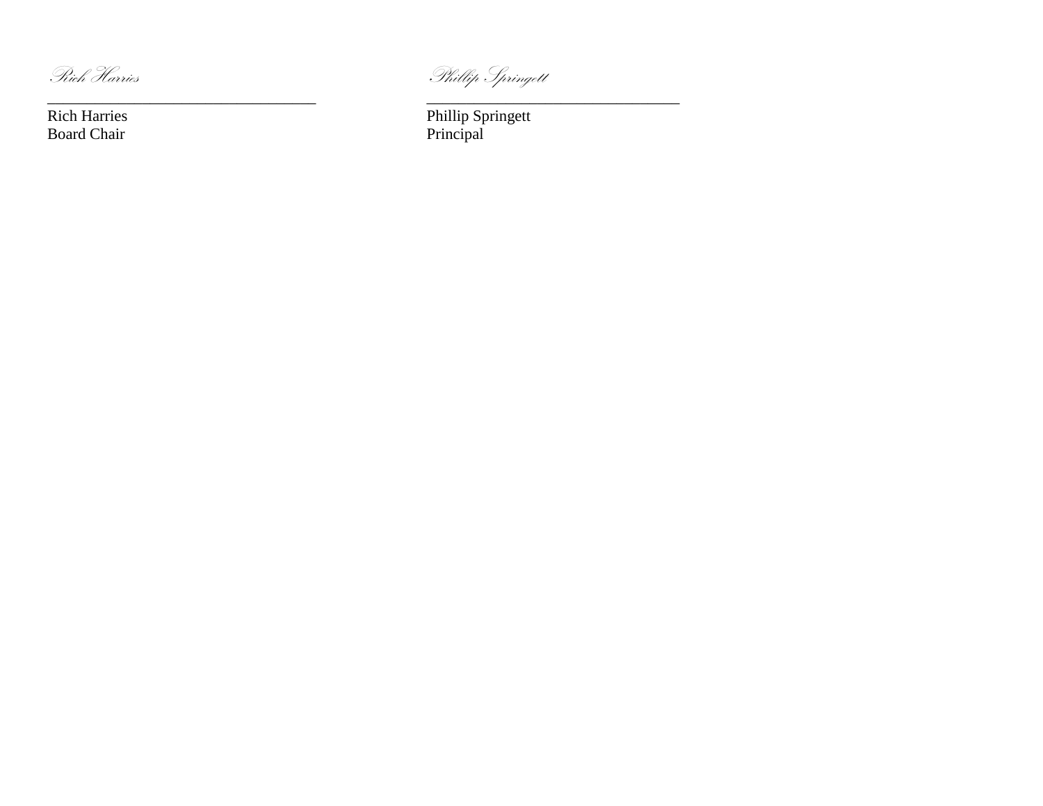*Rich Harries*

___________________________________

Rich Harries
Board Chair

*Phillip Springett*

_________________________________

Phillip Springett
Principal